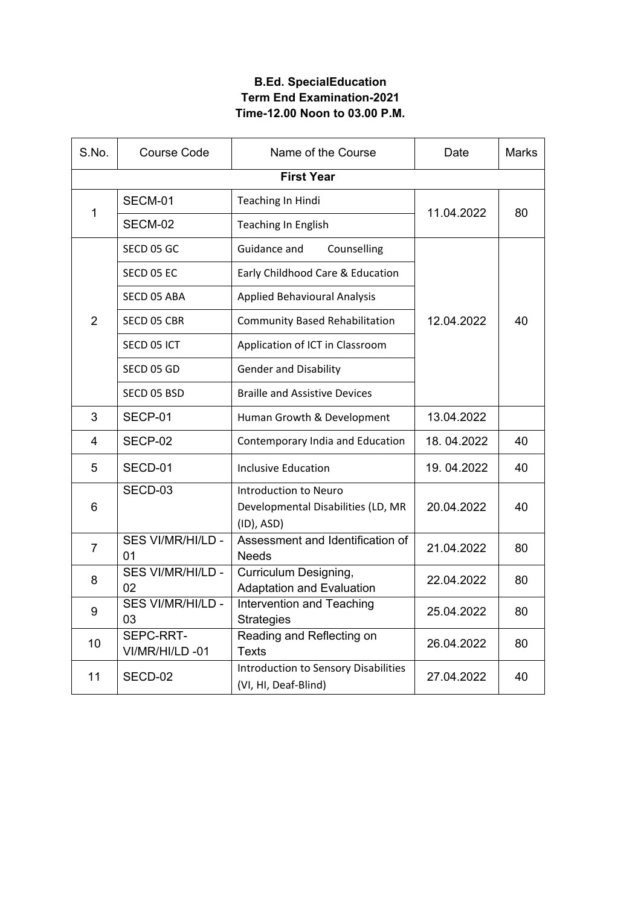**B.Ed. SpecialEducation**
**Term End Examination-2021**
**Time-12.00 Noon to 03.00 P.M.**

| S.No. | Course Code | Name of the Course | Date | Marks |
|---|---|---|---|---|
| **First Year** | | | | |
| 1 | SECM-01 | Teaching In Hindi | 11.04.2022 | 80 |
| | SECM-02 | Teaching In English | | |
| 2 | SECD 05 GC | Guidance and Counselling | 12.04.2022 | 40 |
| | SECD 05 EC | Early Childhood Care & Education | | |
| | SECD 05 ABA | Applied Behavioural Analysis | | |
| | SECD 05 CBR | Community Based Rehabilitation | | |
| | SECD 05 ICT | Application of ICT in Classroom | | |
| | SECD 05 GD | Gender and Disability | | |
| | SECD 05 BSD | Braille and Assistive Devices | | |
| 3 | SECP-01 | Human Growth & Development | 13.04.2022 | |
| 4 | SECP-02 | Contemporary India and Education | 18. 04.2022 | 40 |
| 5 | SECD-01 | Inclusive Education | 19. 04.2022 | 40 |
| 6 | SECD-03 | Introduction to Neuro Developmental Disabilities (LD, MR (ID), ASD) | 20.04.2022 | 40 |
| 7 | SES VI/MR/HI/LD - 01 | Assessment and Identification of Needs | 21.04.2022 | 80 |
| 8 | SES VI/MR/HI/LD - 02 | Curriculum Designing, Adaptation and Evaluation | 22.04.2022 | 80 |
| 9 | SES VI/MR/HI/LD - 03 | Intervention and Teaching Strategies | 25.04.2022 | 80 |
| 10 | SEPC-RRT-VI/MR/HI/LD -01 | Reading and Reflecting on Texts | 26.04.2022 | 80 |
| 11 | SECD-02 | Introduction to Sensory Disabilities (VI, HI, Deaf-Blind) | 27.04.2022 | 40 |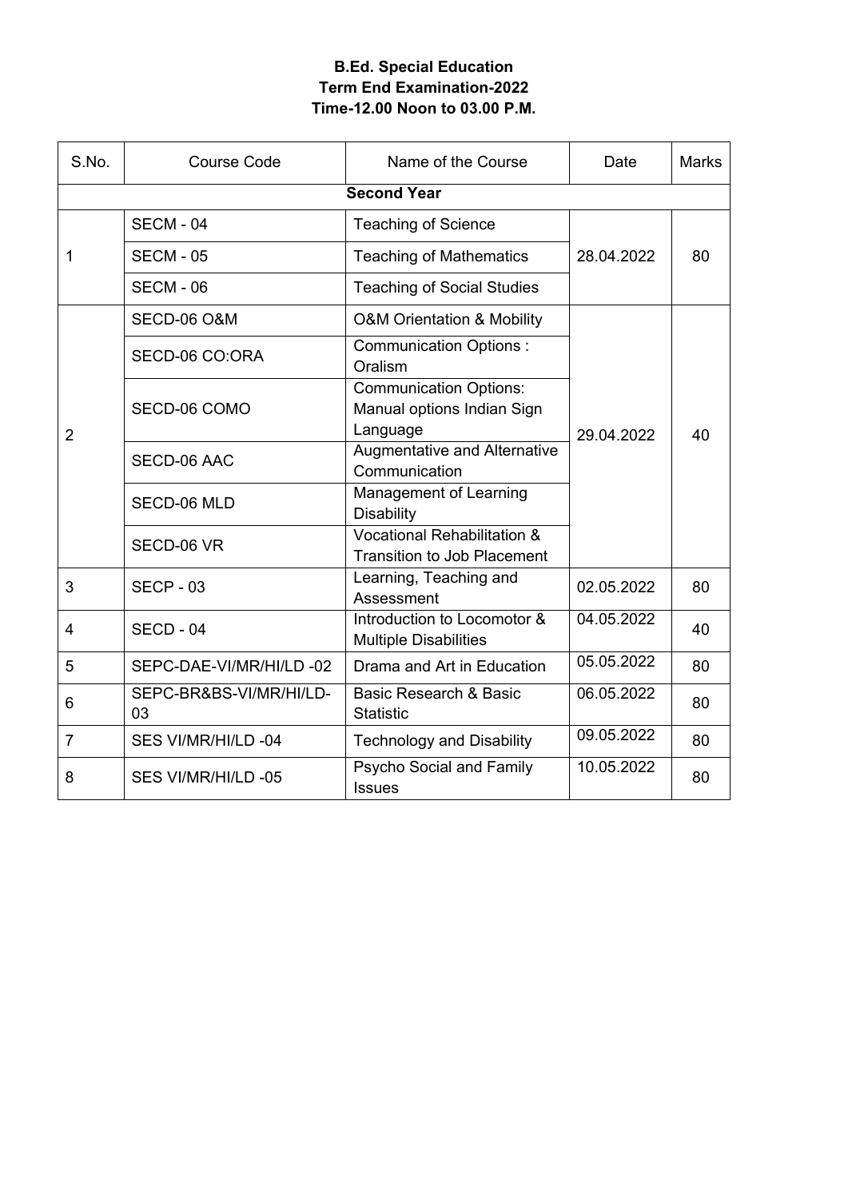**B.Ed. Special Education**
**Term End Examination-2022**
**Time-12.00 Noon to 03.00 P.M.**

| S.No. | Course Code | Name of the Course | Date | Marks |
|---|---|---|---|---|
| **Second Year** | | | | |
| 1 | SECM - 04 | Teaching of Science | 28.04.2022 | 80 |
| | SECM - 05 | Teaching of Mathematics | | |
| | SECM - 06 | Teaching of Social Studies | | |
| 2 | SECD-06 O&M | O&M Orientation & Mobility | 29.04.2022 | 40 |
| | SECD-06 CO:ORA | Communication Options : Oralism | | |
| | SECD-06 COMO | Communication Options: Manual options Indian Sign Language | | |
| | SECD-06 AAC | Augmentative and Alternative Communication | | |
| | SECD-06 MLD | Management of Learning Disability | | |
| | SECD-06 VR | Vocational Rehabilitation & Transition to Job Placement | | |
| 3 | SECP - 03 | Learning, Teaching and Assessment | 02.05.2022 | 80 |
| 4 | SECD - 04 | Introduction to Locomotor & Multiple Disabilities | 04.05.2022 | 40 |
| 5 | SEPC-DAE-VI/MR/HI/LD -02 | Drama and Art in Education | 05.05.2022 | 80 |
| 6 | SEPC-BR&BS-VI/MR/HI/LD-03 | Basic Research & Basic Statistic | 06.05.2022 | 80 |
| 7 | SES VI/MR/HI/LD -04 | Technology and Disability | 09.05.2022 | 80 |
| 8 | SES VI/MR/HI/LD -05 | Psycho Social and Family Issues | 10.05.2022 | 80 |